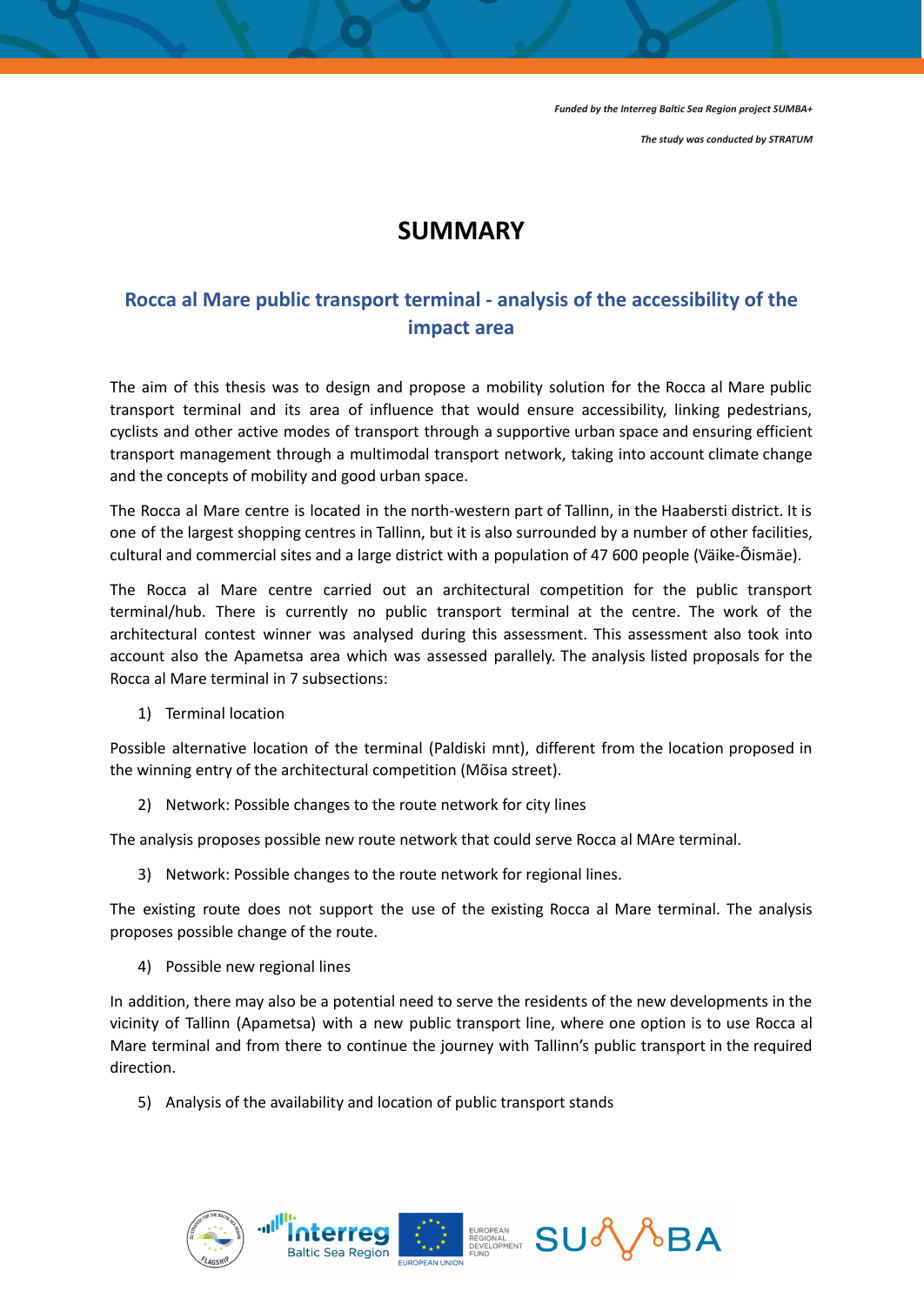*Funded by the Interreg Baltic Sea Region project SUMBA+*

*The study was conducted by STRATUM*

# SUMMARY

## Rocca al Mare public transport terminal - analysis of the accessibility of the impact area

The aim of this thesis was to design and propose a mobility solution for the Rocca al Mare public transport terminal and its area of influence that would ensure accessibility, linking pedestrians, cyclists and other active modes of transport through a supportive urban space and ensuring efficient transport management through a multimodal transport network, taking into account climate change and the concepts of mobility and good urban space.

The Rocca al Mare centre is located in the north-western part of Tallinn, in the Haabersti district. It is one of the largest shopping centres in Tallinn, but it is also surrounded by a number of other facilities, cultural and commercial sites and a large district with a population of 47 600 people (Väike-Õismäe).

The Rocca al Mare centre carried out an architectural competition for the public transport terminal/hub. There is currently no public transport terminal at the centre. The work of the architectural contest winner was analysed during this assessment. This assessment also took into account also the Apametsa area which was assessed parallely. The analysis listed proposals for the Rocca al Mare terminal in 7 subsections:

1) Terminal location

Possible alternative location of the terminal (Paldiski mnt), different from the location proposed in the winning entry of the architectural competition (Mõisa street).

2) Network: Possible changes to the route network for city lines

The analysis proposes possible new route network that could serve Rocca al MAre terminal.

3) Network: Possible changes to the route network for regional lines.

The existing route does not support the use of the existing Rocca al Mare terminal. The analysis proposes possible change of the route.

4) Possible new regional lines

In addition, there may also be a potential need to serve the residents of the new developments in the vicinity of Tallinn (Apametsa) with a new public transport line, where one option is to use Rocca al Mare terminal and from there to continue the journey with Tallinn's public transport in the required direction.

5) Analysis of the availability and location of public transport stands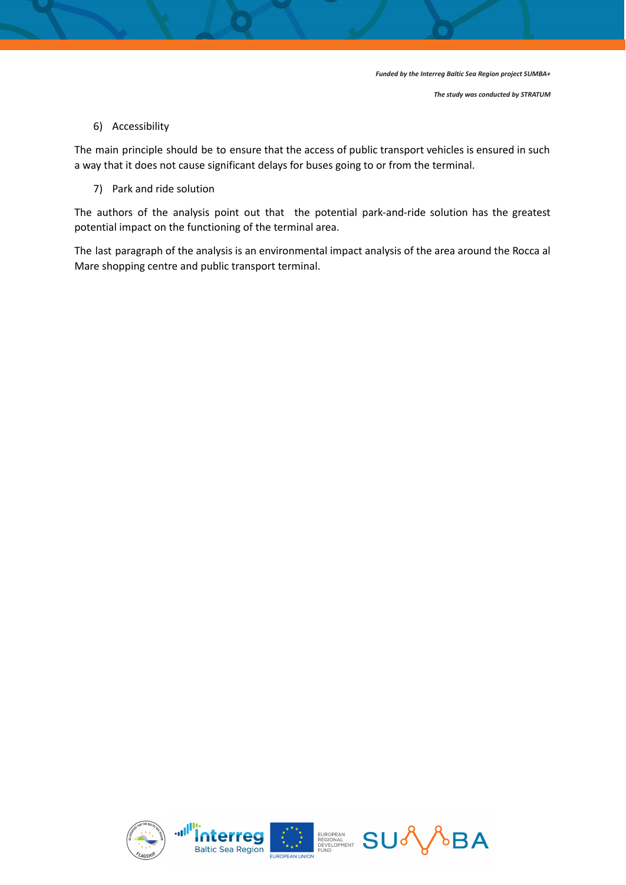6) Accessibility

The main principle should be to ensure that the access of public transport vehicles is ensured in such a way that it does not cause significant delays for buses going to or from the terminal.

7) Park and ride solution

The authors of the analysis point out that the potential park-and-ride solution has the greatest potential impact on the functioning of the terminal area.

The last paragraph of the analysis is an environmental impact analysis of the area around the Rocca al Mare shopping centre and public transport terminal.